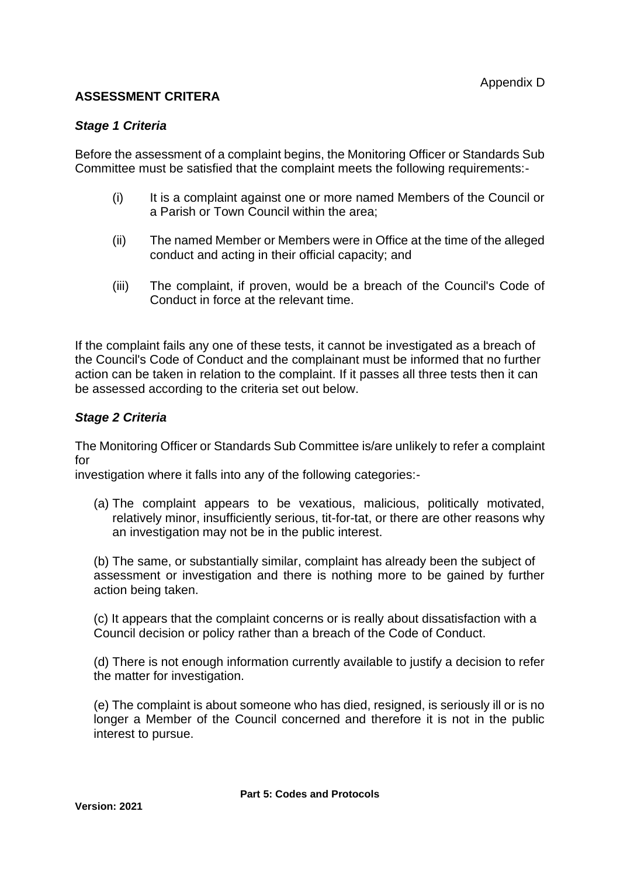Appendix D

## ASSESSMENT CRITERA

### *Stage 1 Criteria*

Before the assessment of a complaint begins, the Monitoring Officer or Standards Sub Committee must be satisfied that the complaint meets the following requirements:-

(i) It is a complaint against one or more named Members of the Council or a Parish or Town Council within the area;

(ii) The named Member or Members were in Office at the time of the alleged conduct and acting in their official capacity; and

(iii) The complaint, if proven, would be a breach of the Council's Code of Conduct in force at the relevant time.

If the complaint fails any one of these tests, it cannot be investigated as a breach of the Council's Code of Conduct and the complainant must be informed that no further action can be taken in relation to the complaint. If it passes all three tests then it can be assessed according to the criteria set out below.

### *Stage 2 Criteria*

The Monitoring Officer or Standards Sub Committee is/are unlikely to refer a complaint for investigation where it falls into any of the following categories:-

(a) The complaint appears to be vexatious, malicious, politically motivated, relatively minor, insufficiently serious, tit-for-tat, or there are other reasons why an investigation may not be in the public interest.

(b) The same, or substantially similar, complaint has already been the subject of assessment or investigation and there is nothing more to be gained by further action being taken.

(c) It appears that the complaint concerns or is really about dissatisfaction with a Council decision or policy rather than a breach of the Code of Conduct.

(d) There is not enough information currently available to justify a decision to refer the matter for investigation.

(e) The complaint is about someone who has died, resigned, is seriously ill or is no longer a Member of the Council concerned and therefore it is not in the public interest to pursue.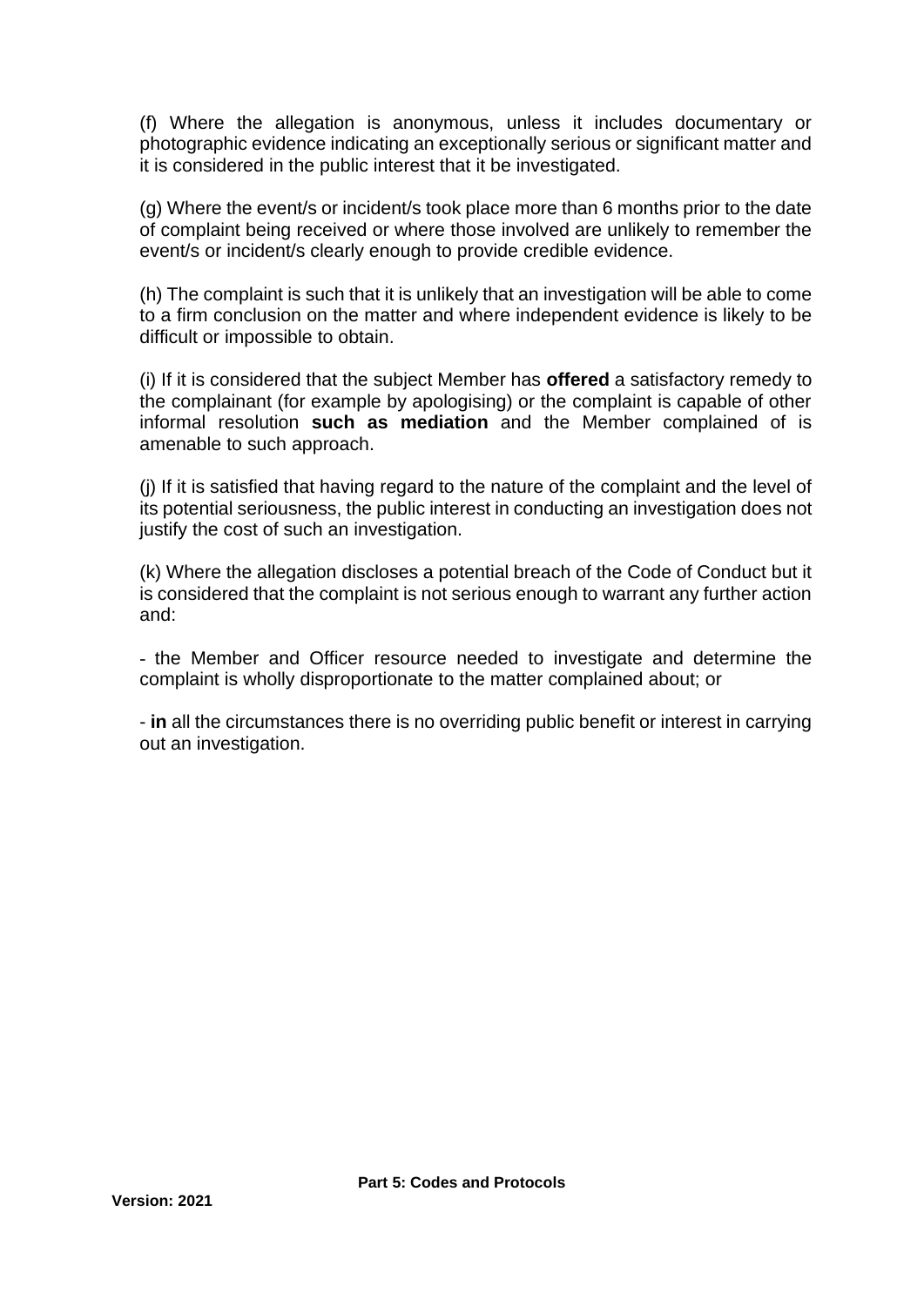(f) Where the allegation is anonymous, unless it includes documentary or photographic evidence indicating an exceptionally serious or significant matter and it is considered in the public interest that it be investigated.

(g) Where the event/s or incident/s took place more than 6 months prior to the date of complaint being received or where those involved are unlikely to remember the event/s or incident/s clearly enough to provide credible evidence.

(h) The complaint is such that it is unlikely that an investigation will be able to come to a firm conclusion on the matter and where independent evidence is likely to be difficult or impossible to obtain.

(i) If it is considered that the subject Member has **offered** a satisfactory remedy to the complainant (for example by apologising) or the complaint is capable of other informal resolution **such as mediation** and the Member complained of is amenable to such approach.

(j) If it is satisfied that having regard to the nature of the complaint and the level of its potential seriousness, the public interest in conducting an investigation does not justify the cost of such an investigation.

(k) Where the allegation discloses a potential breach of the Code of Conduct but it is considered that the complaint is not serious enough to warrant any further action and:

- the Member and Officer resource needed to investigate and determine the complaint is wholly disproportionate to the matter complained about; or

- **in** all the circumstances there is no overriding public benefit or interest in carrying out an investigation.